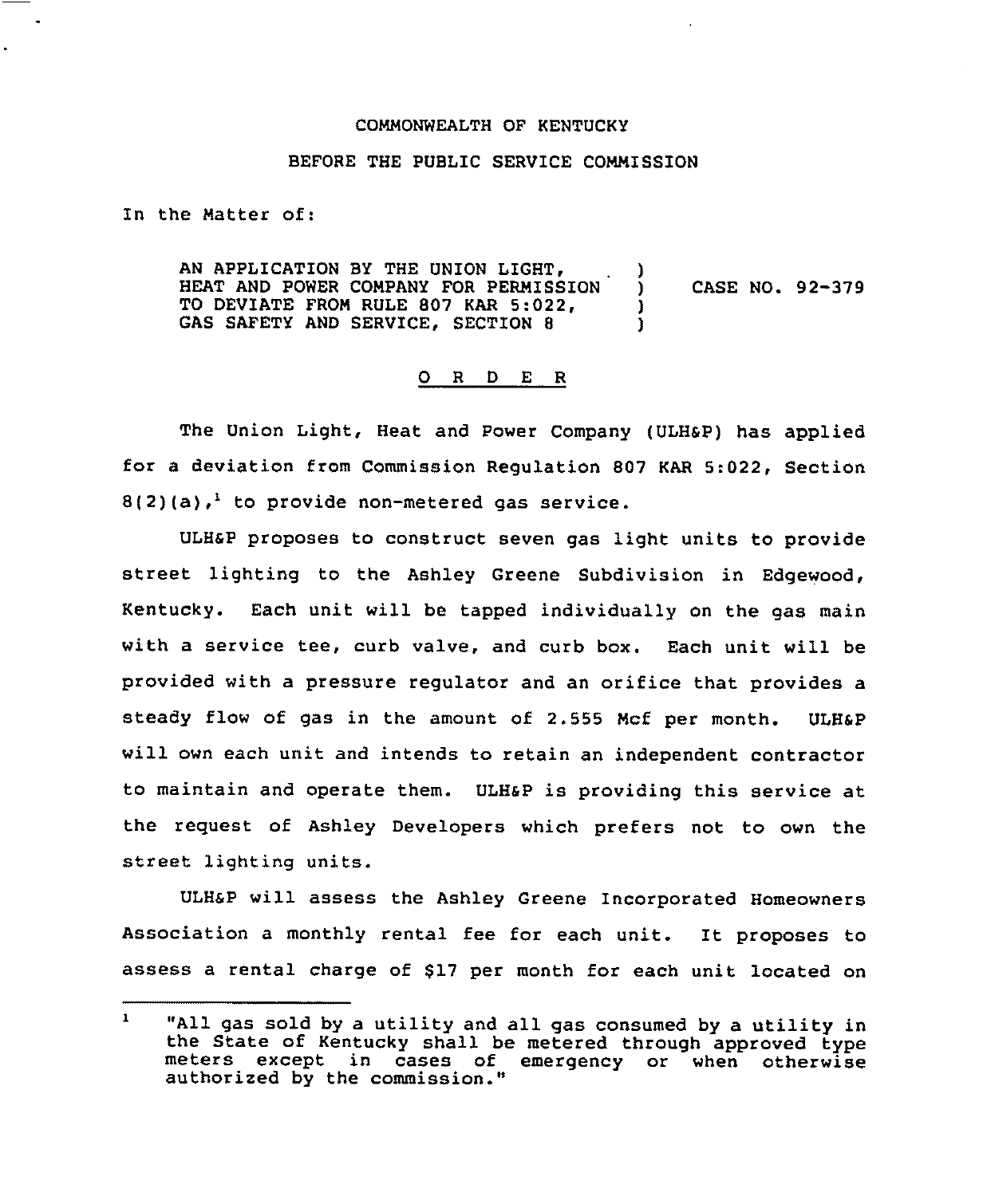COMMONWEALTH OF KENTUCKY

BEFORE THE PUBLIC SERVICE COMMISSION

In the Matter of:

| | | |
|---|---|---|
| AN APPLICATION BY THE UNION LIGHT, HEAT AND POWER COMPANY FOR PERMISSION TO DEVIATE FROM RULE 807 KAR 5:022, GAS SAFETY AND SERVICE, SECTION 8 | ) | CASE NO. 92-379 |

O R D E R

The Union Light, Heat and Power Company (ULH&P) has applied for a deviation from Commission Regulation 807 KAR 5:022, Section 8(2)(a),[1] to provide non-metered gas service.

ULH&P proposes to construct seven gas light units to provide street lighting to the Ashley Greene Subdivision in Edgewood, Kentucky. Each unit will be tapped individually on the gas main with a service tee, curb valve, and curb box. Each unit will be provided with a pressure regulator and an orifice that provides a steady flow of gas in the amount of 2.555 Mcf per month. ULH&P will own each unit and intends to retain an independent contractor to maintain and operate them. ULH&P is providing this service at the request of Ashley Developers which prefers not to own the street lighting units.

ULH&P will assess the Ashley Greene Incorporated Homeowners Association a monthly rental fee for each unit. It proposes to assess a rental charge of $17 per month for each unit located on

---

[1] "All gas sold by a utility and all gas consumed by a utility in the State of Kentucky shall be metered through approved type meters except in cases of emergency or when otherwise authorized by the commission."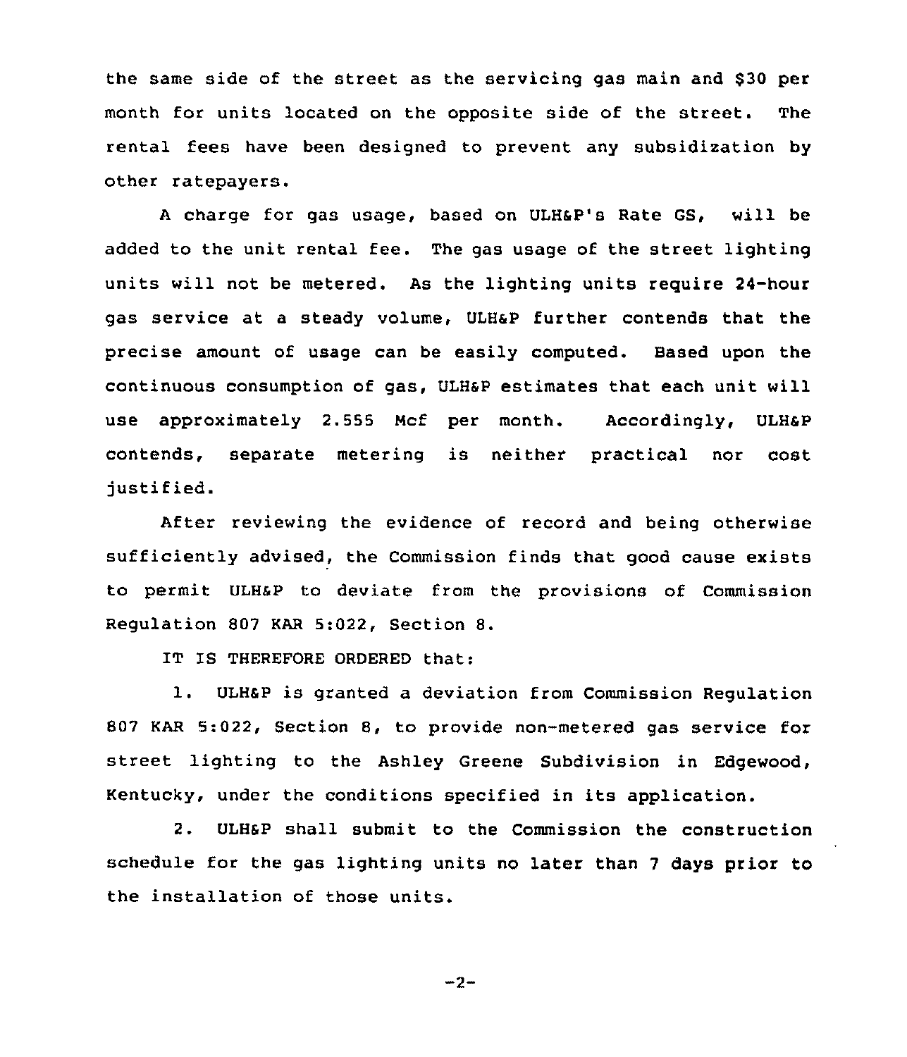the same side of the street as the servicing gas main and $30 per month for units located on the opposite side of the street. The rental fees have been designed to prevent any subsidization by other ratepayers.

A charge for gas usage, based on ULH&P's Rate GS, will be added to the unit rental fee. The gas usage of the street lighting units will not be metered. As the lighting units require 24-hour gas service at a steady volume, ULH&P further contends that the precise amount of usage can be easily computed. Based upon the continuous consumption of gas, ULH&P estimates that each unit will use approximately 2.555 Mcf per month. Accordingly, ULH&P contends, separate metering is neither practical nor cost justified.

After reviewing the evidence of record and being otherwise sufficiently advised, the Commission finds that good cause exists to permit ULH&P to deviate from the provisions of Commission Regulation 807 KAR 5:022, Section 8.

IT IS THEREFORE ORDERED that:

1. ULH&P is granted a deviation from Commission Regulation 807 KAR 5:022, Section 8, to provide non-metered gas service for street lighting to the Ashley Greene Subdivision in Edgewood, Kentucky, under the conditions specified in its application.

2. ULH&P shall submit to the Commission the construction schedule for the gas lighting units no later than 7 days prior to the installation of those units.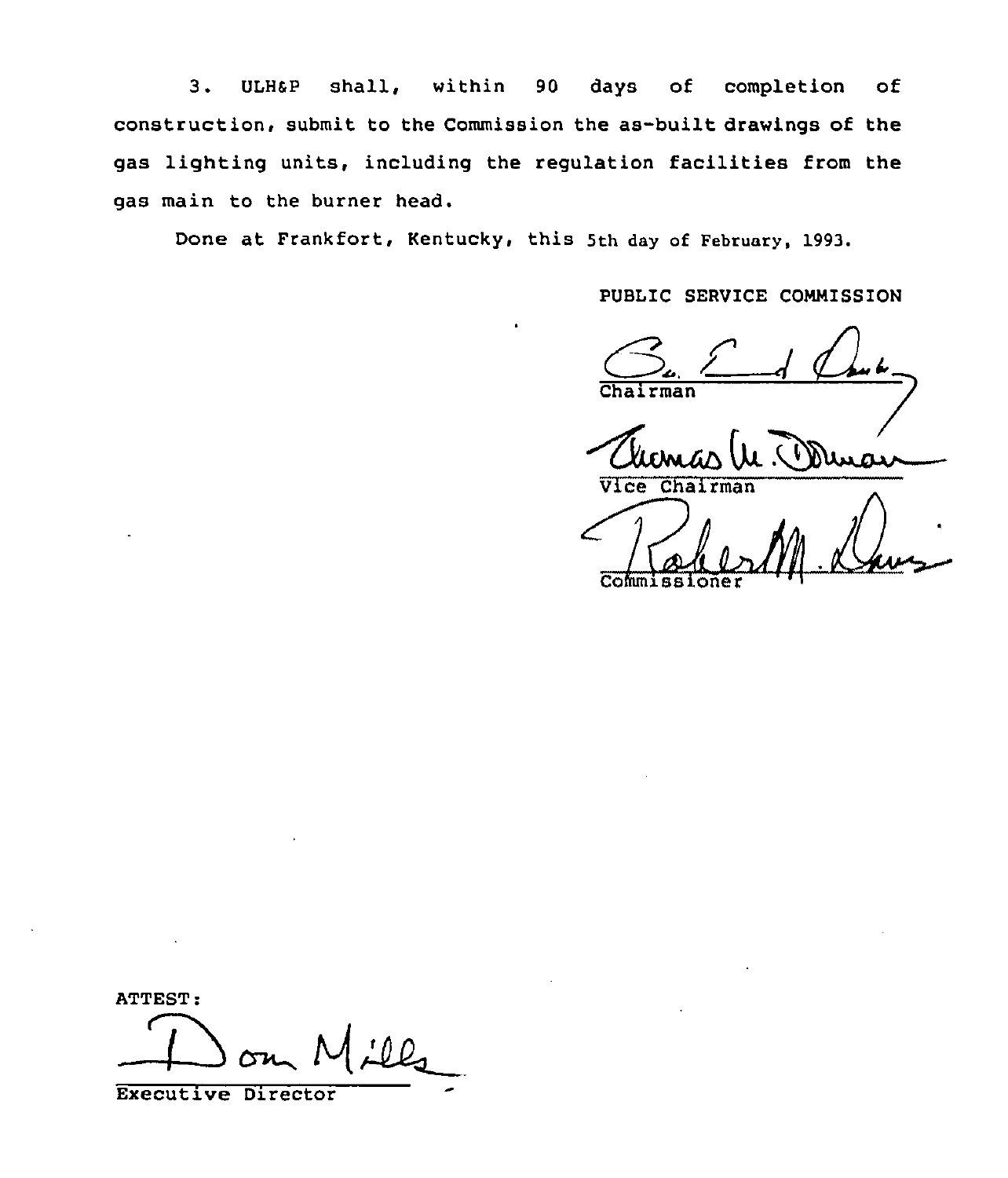3. ULH&P shall, within 90 days of completion of construction, submit to the Commission the as-built drawings of the gas lighting units, including the regulation facilities from the gas main to the burner head.

Done at Frankfort, Kentucky, this 5th day of February, 1993.

PUBLIC SERVICE COMMISSION

Chairman

Vice Chairman

Commissioner

ATTEST:

Executive Director